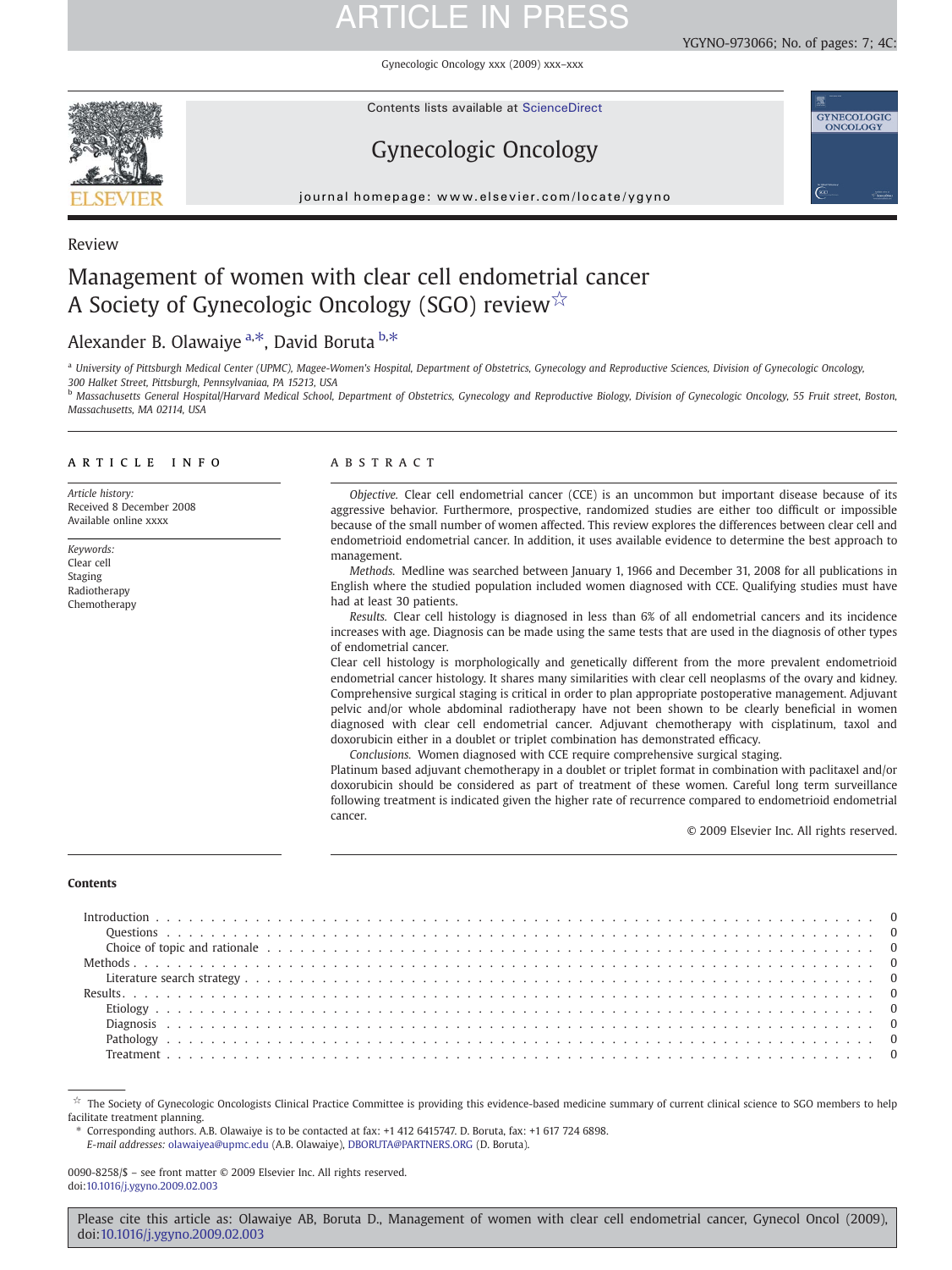Review

# Management of women with clear cell endometrial cancer A Society of Gynecologic Oncology (SGO) review[☆]

Alexander B. Olawaiye [a,*], David Boruta [b,*]

[a] University of Pittsburgh Medical Center (UPMC), Magee-Women's Hospital, Department of Obstetrics, Gynecology and Reproductive Sciences, Division of Gynecologic Oncology, 300 Halket Street, Pittsburgh, Pennsylvaniaa, PA 15213, USA

[b] Massachusetts General Hospital/Harvard Medical School, Department of Obstetrics, Gynecology and Reproductive Biology, Division of Gynecologic Oncology, 55 Fruit street, Boston, Massachusetts, MA 02114, USA

## ARTICLE INFO

*Article history:*
Received 8 December 2008
Available online xxxx

*Keywords:*
Clear cell
Staging
Radiotherapy
Chemotherapy

## ABSTRACT

*Objective.* Clear cell endometrial cancer (CCE) is an uncommon but important disease because of its aggressive behavior. Furthermore, prospective, randomized studies are either too difficult or impossible because of the small number of women affected. This review explores the differences between clear cell and endometrioid endometrial cancer. In addition, it uses available evidence to determine the best approach to management.

*Methods.* Medline was searched between January 1, 1966 and December 31, 2008 for all publications in English where the studied population included women diagnosed with CCE. Qualifying studies must have had at least 30 patients.

*Results.* Clear cell histology is diagnosed in less than 6% of all endometrial cancers and its incidence increases with age. Diagnosis can be made using the same tests that are used in the diagnosis of other types of endometrial cancer.

Clear cell histology is morphologically and genetically different from the more prevalent endometrioid endometrial cancer histology. It shares many similarities with clear cell neoplasms of the ovary and kidney. Comprehensive surgical staging is critical in order to plan appropriate postoperative management. Adjuvant pelvic and/or whole abdominal radiotherapy have not been shown to be clearly beneficial in women diagnosed with clear cell endometrial cancer. Adjuvant chemotherapy with cisplatinum, taxol and doxorubicin either in a doublet or triplet combination has demonstrated efficacy.

*Conclusions.* Women diagnosed with CCE require comprehensive surgical staging.

Platinum based adjuvant chemotherapy in a doublet or triplet format in combination with paclitaxel and/or doxorubicin should be considered as part of treatment of these women. Careful long term surveillance following treatment is indicated given the higher rate of recurrence compared to endometrioid endometrial cancer.

© 2009 Elsevier Inc. All rights reserved.

**Contents**

- Introduction . . . 0
  - Questions . . . 0
  - Choice of topic and rationale . . . 0
- Methods . . . 0
  - Literature search strategy . . . 0
- Results . . . 0
  - Etiology . . . 0
  - Diagnosis . . . 0
  - Pathology . . . 0
  - Treatment . . . 0

---

☆ The Society of Gynecologic Oncologists Clinical Practice Committee is providing this evidence-based medicine summary of current clinical science to SGO members to help facilitate treatment planning.

\* Corresponding authors. A.B. Olawaiye is to be contacted at fax: +1 412 6415747. D. Boruta, fax: +1 617 724 6898.
*E-mail addresses:* olawaiyea@upmc.edu (A.B. Olawaiye), DBORUTA@PARTNERS.ORG (D. Boruta).

0090-8258/$ – see front matter © 2009 Elsevier Inc. All rights reserved.
doi:10.1016/j.ygyno.2009.02.003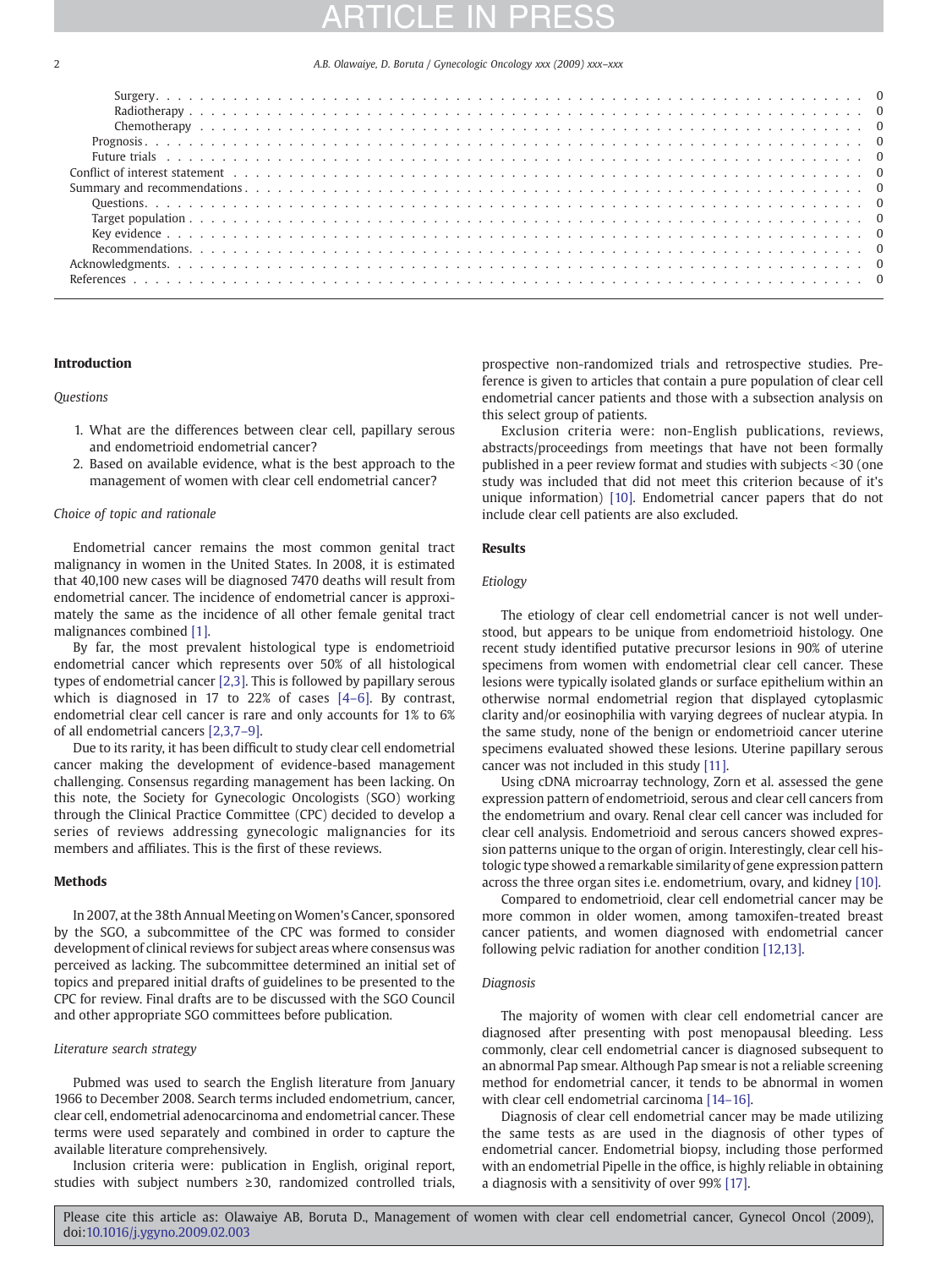Surgery . . . 0
Radiotherapy . . . 0
Chemotherapy . . . 0
Prognosis . . . 0
Future trials . . . 0
Conflict of interest statement . . . 0
Summary and recommendations . . . 0
Questions . . . 0
Target population . . . 0
Key evidence . . . 0
Recommendations . . . 0
Acknowledgments . . . 0
References . . . 0

## Introduction

### *Questions*

1. What are the differences between clear cell, papillary serous and endometrioid endometrial cancer?
2. Based on available evidence, what is the best approach to the management of women with clear cell endometrial cancer?

### *Choice of topic and rationale*

Endometrial cancer remains the most common genital tract malignancy in women in the United States. In 2008, it is estimated that 40,100 new cases will be diagnosed 7470 deaths will result from endometrial cancer. The incidence of endometrial cancer is approximately the same as the incidence of all other female genital tract malignancies combined [1].

By far, the most prevalent histological type is endometrioid endometrial cancer which represents over 50% of all histological types of endometrial cancer [2,3]. This is followed by papillary serous which is diagnosed in 17 to 22% of cases [4–6]. By contrast, endometrial clear cell cancer is rare and only accounts for 1% to 6% of all endometrial cancers [2,3,7–9].

Due to its rarity, it has been difficult to study clear cell endometrial cancer making the development of evidence-based management challenging. Consensus regarding management has been lacking. On this note, the Society for Gynecologic Oncologists (SGO) working through the Clinical Practice Committee (CPC) decided to develop a series of reviews addressing gynecologic malignancies for its members and affiliates. This is the first of these reviews.

## Methods

In 2007, at the 38th Annual Meeting on Women's Cancer, sponsored by the SGO, a subcommittee of the CPC was formed to consider development of clinical reviews for subject areas where consensus was perceived as lacking. The subcommittee determined an initial set of topics and prepared initial drafts of guidelines to be presented to the CPC for review. Final drafts are to be discussed with the SGO Council and other appropriate SGO committees before publication.

### *Literature search strategy*

Pubmed was used to search the English literature from January 1966 to December 2008. Search terms included endometrium, cancer, clear cell, endometrial adenocarcinoma and endometrial cancer. These terms were used separately and combined in order to capture the available literature comprehensively.

Inclusion criteria were: publication in English, original report, studies with subject numbers ≥30, randomized controlled trials, prospective non-randomized trials and retrospective studies. Preference is given to articles that contain a pure population of clear cell endometrial cancer patients and those with a subsection analysis on this select group of patients.

Exclusion criteria were: non-English publications, reviews, abstracts/proceedings from meetings that have not been formally published in a peer review format and studies with subjects <30 (one study was included that did not meet this criterion because of it's unique information) [10]. Endometrial cancer papers that do not include clear cell patients are also excluded.

## Results

### *Etiology*

The etiology of clear cell endometrial cancer is not well understood, but appears to be unique from endometrioid histology. One recent study identified putative precursor lesions in 90% of uterine specimens from women with endometrial clear cell cancer. These lesions were typically isolated glands or surface epithelium within an otherwise normal endometrial region that displayed cytoplasmic clarity and/or eosinophilia with varying degrees of nuclear atypia. In the same study, none of the benign or endometrioid cancer uterine specimens evaluated showed these lesions. Uterine papillary serous cancer was not included in this study [11].

Using cDNA microarray technology, Zorn et al. assessed the gene expression pattern of endometrioid, serous and clear cell cancers from the endometrium and ovary. Renal clear cell cancer was included for clear cell analysis. Endometrioid and serous cancers showed expression patterns unique to the organ of origin. Interestingly, clear cell histologic type showed a remarkable similarity of gene expression pattern across the three organ sites i.e. endometrium, ovary, and kidney [10].

Compared to endometrioid, clear cell endometrial cancer may be more common in older women, among tamoxifen-treated breast cancer patients, and women diagnosed with endometrial cancer following pelvic radiation for another condition [12,13].

### *Diagnosis*

The majority of women with clear cell endometrial cancer are diagnosed after presenting with post menopausal bleeding. Less commonly, clear cell endometrial cancer is diagnosed subsequent to an abnormal Pap smear. Although Pap smear is not a reliable screening method for endometrial cancer, it tends to be abnormal in women with clear cell endometrial carcinoma [14–16].

Diagnosis of clear cell endometrial cancer may be made utilizing the same tests as are used in the diagnosis of other types of endometrial cancer. Endometrial biopsy, including those performed with an endometrial Pipelle in the office, is highly reliable in obtaining a diagnosis with a sensitivity of over 99% [17].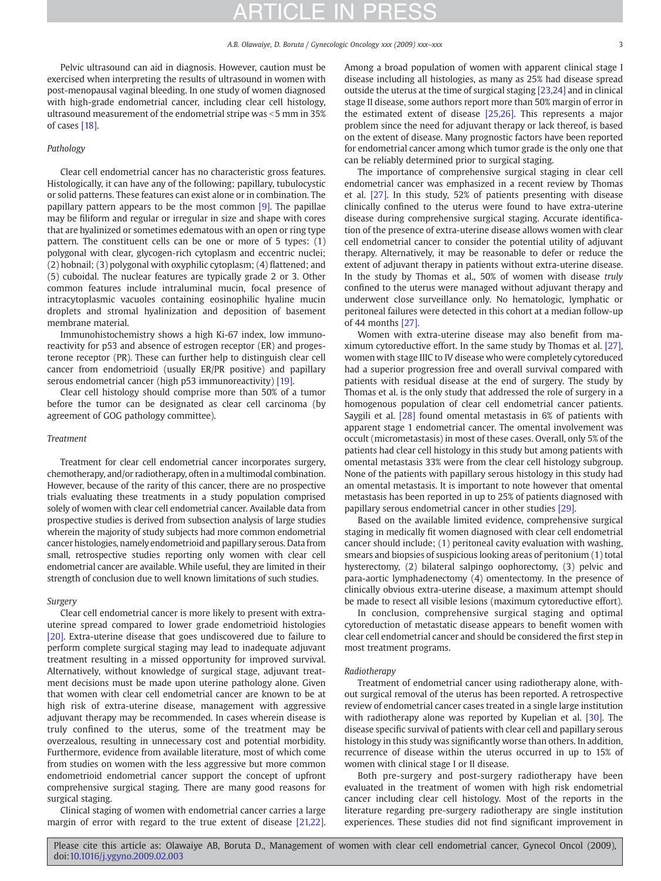Pelvic ultrasound can aid in diagnosis. However, caution must be exercised when interpreting the results of ultrasound in women with post-menopausal vaginal bleeding. In one study of women diagnosed with high-grade endometrial cancer, including clear cell histology, ultrasound measurement of the endometrial stripe was <5 mm in 35% of cases [18].

### Pathology

Clear cell endometrial cancer has no characteristic gross features. Histologically, it can have any of the following; papillary, tubulocystic or solid patterns. These features can exist alone or in combination. The papillary pattern appears to be the most common [9]. The papillae may be filiform and regular or irregular in size and shape with cores that are hyalinized or sometimes edematous with an open or ring type pattern. The constituent cells can be one or more of 5 types: (1) polygonal with clear, glycogen-rich cytoplasm and eccentric nuclei; (2) hobnail; (3) polygonal with oxyphilic cytoplasm; (4) flattened; and (5) cuboidal. The nuclear features are typically grade 2 or 3. Other common features include intraluminal mucin, focal presence of intracytoplasmic vacuoles containing eosinophilic hyaline mucin droplets and stromal hyalinization and deposition of basement membrane material.

Immunohistochemistry shows a high Ki-67 index, low immunoreactivity for p53 and absence of estrogen receptor (ER) and progesterone receptor (PR). These can further help to distinguish clear cell cancer from endometrioid (usually ER/PR positive) and papillary serous endometrial cancer (high p53 immunoreactivity) [19].

Clear cell histology should comprise more than 50% of a tumor before the tumor can be designated as clear cell carcinoma (by agreement of GOG pathology committee).

### Treatment

Treatment for clear cell endometrial cancer incorporates surgery, chemotherapy, and/or radiotherapy, often in a multimodal combination. However, because of the rarity of this cancer, there are no prospective trials evaluating these treatments in a study population comprised solely of women with clear cell endometrial cancer. Available data from prospective studies is derived from subsection analysis of large studies wherein the majority of study subjects had more common endometrial cancer histologies, namely endometrioid and papillary serous. Data from small, retrospective studies reporting only women with clear cell endometrial cancer are available. While useful, they are limited in their strength of conclusion due to well known limitations of such studies.

#### Surgery

Clear cell endometrial cancer is more likely to present with extra-uterine spread compared to lower grade endometrioid histologies [20]. Extra-uterine disease that goes undiscovered due to failure to perform complete surgical staging may lead to inadequate adjuvant treatment resulting in a missed opportunity for improved survival. Alternatively, without knowledge of surgical stage, adjuvant treatment decisions must be made upon uterine pathology alone. Given that women with clear cell endometrial cancer are known to be at high risk of extra-uterine disease, management with aggressive adjuvant therapy may be recommended. In cases wherein disease is truly confined to the uterus, some of the treatment may be overzealous, resulting in unnecessary cost and potential morbidity. Furthermore, evidence from available literature, most of which come from studies on women with the less aggressive but more common endometrioid endometrial cancer support the concept of upfront comprehensive surgical staging. There are many good reasons for surgical staging.

Clinical staging of women with endometrial cancer carries a large margin of error with regard to the true extent of disease [21,22]. Among a broad population of women with apparent clinical stage I disease including all histologies, as many as 25% had disease spread outside the uterus at the time of surgical staging [23,24] and in clinical stage II disease, some authors report more than 50% margin of error in the estimated extent of disease [25,26]. This represents a major problem since the need for adjuvant therapy or lack thereof, is based on the extent of disease. Many prognostic factors have been reported for endometrial cancer among which tumor grade is the only one that can be reliably determined prior to surgical staging.

The importance of comprehensive surgical staging in clear cell endometrial cancer was emphasized in a recent review by Thomas et al. [27]. In this study, 52% of patients presenting with disease clinically confined to the uterus were found to have extra-uterine disease during comprehensive surgical staging. Accurate identification of the presence of extra-uterine disease allows women with clear cell endometrial cancer to consider the potential utility of adjuvant therapy. Alternatively, it may be reasonable to defer or reduce the extent of adjuvant therapy in patients without extra-uterine disease. In the study by Thomas et al., 50% of women with disease *truly* confined to the uterus were managed without adjuvant therapy and underwent close surveillance only. No hematologic, lymphatic or peritoneal failures were detected in this cohort at a median follow-up of 44 months [27].

Women with extra-uterine disease may also benefit from maximum cytoreductive effort. In the same study by Thomas et al. [27], women with stage IIIC to IV disease who were completely cytoreduced had a superior progression free and overall survival compared with patients with residual disease at the end of surgery. The study by Thomas et al. is the only study that addressed the role of surgery in a homogenous population of clear cell endometrial cancer patients. Saygili et al. [28] found omental metastasis in 6% of patients with apparent stage 1 endometrial cancer. The omental involvement was occult (micrometastasis) in most of these cases. Overall, only 5% of the patients had clear cell histology in this study but among patients with omental metastasis 33% were from the clear cell histology subgroup. None of the patients with papillary serous histology in this study had an omental metastasis. It is important to note however that omental metastasis has been reported in up to 25% of patients diagnosed with papillary serous endometrial cancer in other studies [29].

Based on the available limited evidence, comprehensive surgical staging in medically fit women diagnosed with clear cell endometrial cancer should include; (1) peritoneal cavity evaluation with washing, smears and biopsies of suspicious looking areas of peritonium (1) total hysterectomy, (2) bilateral salpingo oophorectomy, (3) pelvic and para-aortic lymphadenectomy (4) omentectomy. In the presence of clinically obvious extra-uterine disease, a maximum attempt should be made to resect all visible lesions (maximum cytoreductive effort).

In conclusion, comprehensive surgical staging and optimal cytoreduction of metastatic disease appears to benefit women with clear cell endometrial cancer and should be considered the first step in most treatment programs.

#### Radiotherapy

Treatment of endometrial cancer using radiotherapy alone, without surgical removal of the uterus has been reported. A retrospective review of endometrial cancer cases treated in a single large institution with radiotherapy alone was reported by Kupelian et al. [30]. The disease specific survival of patients with clear cell and papillary serous histology in this study was significantly worse than others. In addition, recurrence of disease within the uterus occurred in up to 15% of women with clinical stage I or II disease.

Both pre-surgery and post-surgery radiotherapy have been evaluated in the treatment of women with high risk endometrial cancer including clear cell histology. Most of the reports in the literature regarding pre-surgery radiotherapy are single institution experiences. These studies did not find significant improvement in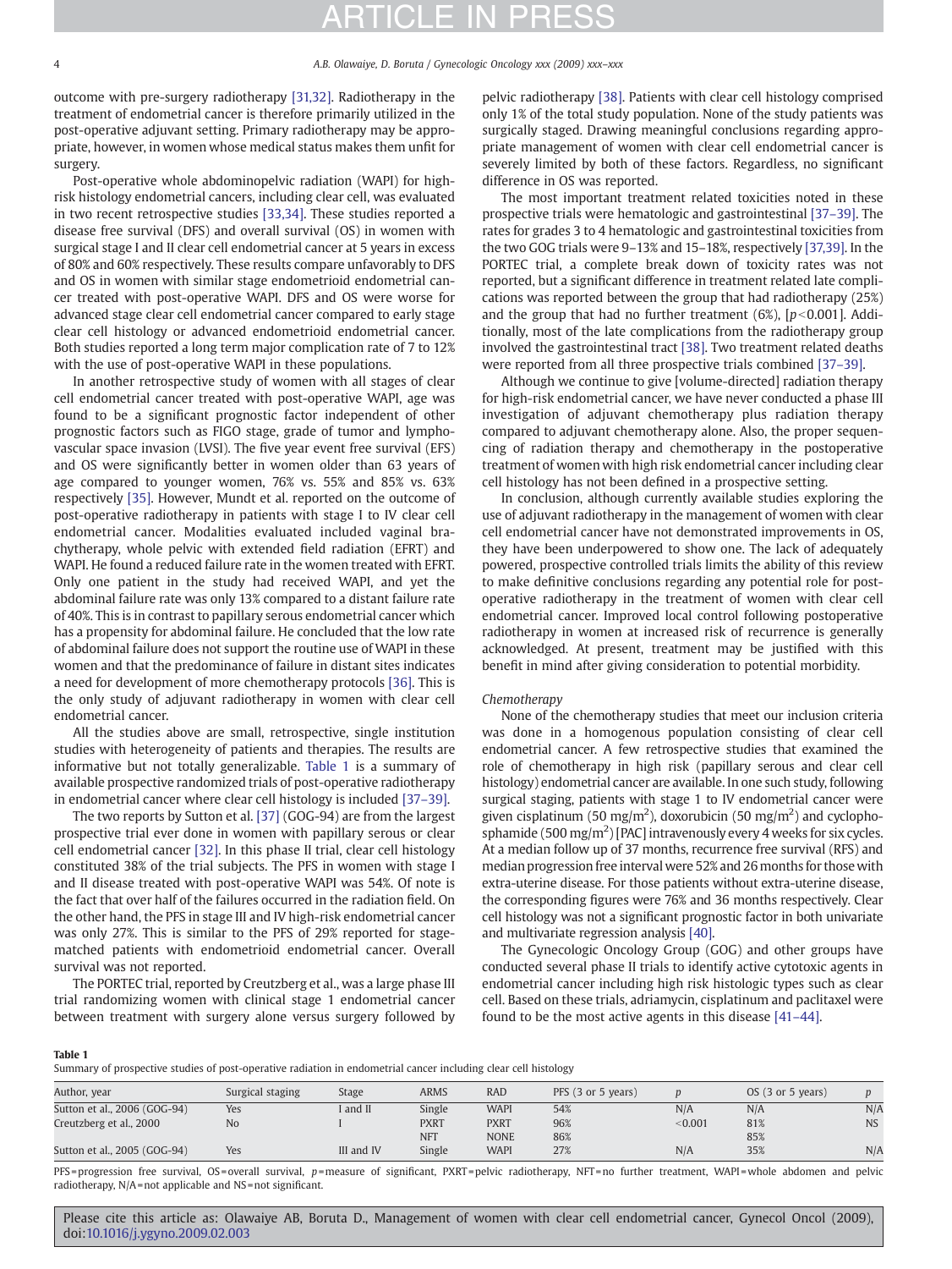outcome with pre-surgery radiotherapy [31,32]. Radiotherapy in the treatment of endometrial cancer is therefore primarily utilized in the post-operative adjuvant setting. Primary radiotherapy may be appropriate, however, in women whose medical status makes them unfit for surgery.

Post-operative whole abdominopelvic radiation (WAPI) for high-risk histology endometrial cancers, including clear cell, was evaluated in two recent retrospective studies [33,34]. These studies reported a disease free survival (DFS) and overall survival (OS) in women with surgical stage I and II clear cell endometrial cancer at 5 years in excess of 80% and 60% respectively. These results compare unfavorably to DFS and OS in women with similar stage endometrioid endometrial cancer treated with post-operative WAPI. DFS and OS were worse for advanced stage clear cell endometrial cancer compared to early stage clear cell histology or advanced endometrioid endometrial cancer. Both studies reported a long term major complication rate of 7 to 12% with the use of post-operative WAPI in these populations.

In another retrospective study of women with all stages of clear cell endometrial cancer treated with post-operative WAPI, age was found to be a significant prognostic factor independent of other prognostic factors such as FIGO stage, grade of tumor and lympho-vascular space invasion (LVSI). The five year event free survival (EFS) and OS were significantly better in women older than 63 years of age compared to younger women, 76% vs. 55% and 85% vs. 63% respectively [35]. However, Mundt et al. reported on the outcome of post-operative radiotherapy in patients with stage I to IV clear cell endometrial cancer. Modalities evaluated included vaginal brachytherapy, whole pelvic with extended field radiation (EFRT) and WAPI. He found a reduced failure rate in the women treated with EFRT. Only one patient in the study had received WAPI, and yet the abdominal failure rate was only 13% compared to a distant failure rate of 40%. This is in contrast to papillary serous endometrial cancer which has a propensity for abdominal failure. He concluded that the low rate of abdominal failure does not support the routine use of WAPI in these women and that the predominance of failure in distant sites indicates a need for development of more chemotherapy protocols [36]. This is the only study of adjuvant radiotherapy in women with clear cell endometrial cancer.

All the studies above are small, retrospective, single institution studies with heterogeneity of patients and therapies. The results are informative but not totally generalizable. Table 1 is a summary of available prospective randomized trials of post-operative radiotherapy in endometrial cancer where clear cell histology is included [37–39].

The two reports by Sutton et al. [37] (GOG-94) are from the largest prospective trial ever done in women with papillary serous or clear cell endometrial cancer [32]. In this phase II trial, clear cell histology constituted 38% of the trial subjects. The PFS in women with stage I and II disease treated with post-operative WAPI was 54%. Of note is the fact that over half of the failures occurred in the radiation field. On the other hand, the PFS in stage III and IV high-risk endometrial cancer was only 27%. This is similar to the PFS of 29% reported for stage-matched patients with endometrioid endometrial cancer. Overall survival was not reported.

The PORTEC trial, reported by Creutzberg et al., was a large phase III trial randomizing women with clinical stage 1 endometrial cancer between treatment with surgery alone versus surgery followed by pelvic radiotherapy [38]. Patients with clear cell histology comprised only 1% of the total study population. None of the study patients was surgically staged. Drawing meaningful conclusions regarding appropriate management of women with clear cell endometrial cancer is severely limited by both of these factors. Regardless, no significant difference in OS was reported.

The most important treatment related toxicities noted in these prospective trials were hematologic and gastrointestinal [37–39]. The rates for grades 3 to 4 hematologic and gastrointestinal toxicities from the two GOG trials were 9–13% and 15–18%, respectively [37,39]. In the PORTEC trial, a complete break down of toxicity rates was not reported, but a significant difference in treatment related late complications was reported between the group that had radiotherapy (25%) and the group that had no further treatment (6%), [$p<0.001$]. Additionally, most of the late complications from the radiotherapy group involved the gastrointestinal tract [38]. Two treatment related deaths were reported from all three prospective trials combined [37–39].

Although we continue to give [volume-directed] radiation therapy for high-risk endometrial cancer, we have never conducted a phase III investigation of adjuvant chemotherapy plus radiation therapy compared to adjuvant chemotherapy alone. Also, the proper sequencing of radiation therapy and chemotherapy in the postoperative treatment of women with high risk endometrial cancer including clear cell histology has not been defined in a prospective setting.

In conclusion, although currently available studies exploring the use of adjuvant radiotherapy in the management of women with clear cell endometrial cancer have not demonstrated improvements in OS, they have been underpowered to show one. The lack of adequately powered, prospective controlled trials limits the ability of this review to make definitive conclusions regarding any potential role for post-operative radiotherapy in the treatment of women with clear cell endometrial cancer. Improved local control following postoperative radiotherapy in women at increased risk of recurrence is generally acknowledged. At present, treatment may be justified with this benefit in mind after giving consideration to potential morbidity.

*Chemotherapy*

None of the chemotherapy studies that meet our inclusion criteria was done in a homogenous population consisting of clear cell endometrial cancer. A few retrospective studies that examined the role of chemotherapy in high risk (papillary serous and clear cell histology) endometrial cancer are available. In one such study, following surgical staging, patients with stage 1 to IV endometrial cancer were given cisplatinum (50 mg/m$^2$), doxorubicin (50 mg/m$^2$) and cyclophosphamide (500 mg/m$^2$) [PAC] intravenously every 4 weeks for six cycles. At a median follow up of 37 months, recurrence free survival (RFS) and median progression free interval were 52% and 26 months for those with extra-uterine disease. For those patients without extra-uterine disease, the corresponding figures were 76% and 36 months respectively. Clear cell histology was not a significant prognostic factor in both univariate and multivariate regression analysis [40].

The Gynecologic Oncology Group (GOG) and other groups have conducted several phase II trials to identify active cytotoxic agents in endometrial cancer including high risk histologic types such as clear cell. Based on these trials, adriamycin, cisplatinum and paclitaxel were found to be the most active agents in this disease [41–44].

**Table 1**
Summary of prospective studies of post-operative radiation in endometrial cancer including clear cell histology

| Author, year | Surgical staging | Stage | ARMS | RAD | PFS (3 or 5 years) | *p* | OS (3 or 5 years) | *p* |
|---|---|---|---|---|---|---|---|---|
| Sutton et al., 2006 (GOG-94) | Yes | I and II | Single | WAPI | 54% | N/A | N/A | N/A |
| Creutzberg et al., 2000 | No | I | PXRT | PXRT | 96% | <0.001 | 81% | NS |
| | | | NFT | NONE | 86% | | 85% | |
| Sutton et al., 2005 (GOG-94) | Yes | III and IV | Single | WAPI | 27% | N/A | 35% | N/A |

PFS = progression free survival, OS = overall survival, *p* = measure of significant, PXRT = pelvic radiotherapy, NFT = no further treatment, WAPI = whole abdomen and pelvic radiotherapy, N/A = not applicable and NS = not significant.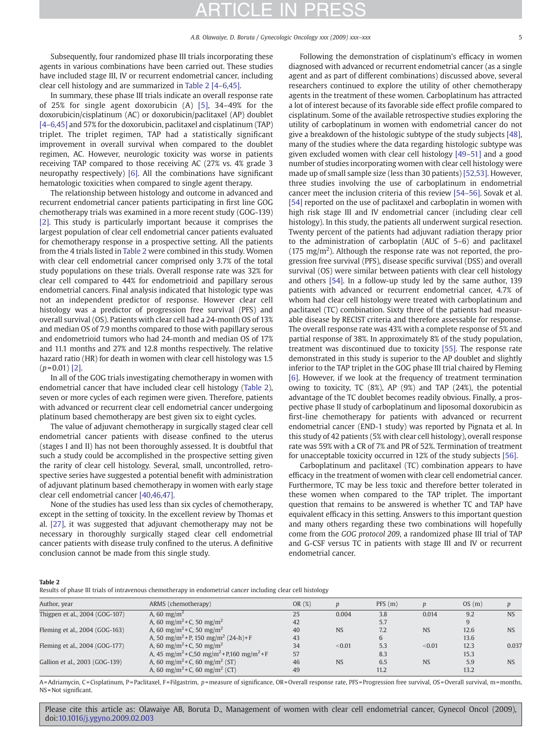Subsequently, four randomized phase III trials incorporating these agents in various combinations have been carried out. These studies have included stage III, IV or recurrent endometrial cancer, including clear cell histology and are summarized in Table 2 [4–6,45].

In summary, these phase III trials indicate an overall response rate of 25% for single agent doxorubicin (A) [5], 34–49% for the doxorubicin/cisplatinum (AC) or doxorubicin/paclitaxel (AP) doublet [4–6,45] and 57% for the doxorubicin, paclitaxel and cisplatinum (TAP) triplet. The triplet regimen, TAP had a statistically significant improvement in overall survival when compared to the doublet regimen, AC. However, neurologic toxicity was worse in patients receiving TAP compared to those receiving AC (27% vs. 4% grade 3 neuropathy respectively) [6]. All the combinations have significant hematologic toxicities when compared to single agent therapy.

The relationship between histology and outcome in advanced and recurrent endometrial cancer patients participating in first line GOG chemotherapy trials was examined in a more recent study (GOG-139) [2]. This study is particularly important because it comprises the largest population of clear cell endometrial cancer patients evaluated for chemotherapy response in a prospective setting. All the patients from the 4 trials listed in Table 2 were combined in this study. Women with clear cell endometrial cancer comprised only 3.7% of the total study populations on these trials. Overall response rate was 32% for clear cell compared to 44% for endometrioid and papillary serous endometrial cancers. Final analysis indicated that histologic type was not an independent predictor of response. However clear cell histology was a predictor of progression free survival (PFS) and overall survival (OS). Patients with clear cell had a 24-month OS of 13% and median OS of 7.9 months compared to those with papillary serous and endometrioid tumors who had 24-month and median OS of 17% and 11.1 months and 27% and 12.8 months respectively. The relative hazard ratio (HR) for death in women with clear cell histology was 1.5 ($p=0.01$) [2].

In all of the GOG trials investigating chemotherapy in women with endometrial cancer that have included clear cell histology (Table 2), seven or more cycles of each regimen were given. Therefore, patients with advanced or recurrent clear cell endometrial cancer undergoing platinum based chemotherapy are best given six to eight cycles.

The value of adjuvant chemotherapy in surgically staged clear cell endometrial cancer patients with disease confined to the uterus (stages I and II) has not been thoroughly assessed. It is doubtful that such a study could be accomplished in the prospective setting given the rarity of clear cell histology. Several, small, uncontrolled, retrospective series have suggested a potential benefit with administration of adjuvant platinum based chemotherapy in women with early stage clear cell endometrial cancer [40,46,47].

None of the studies has used less than six cycles of chemotherapy, except in the setting of toxicity. In the excellent review by Thomas et al. [27], it was suggested that adjuvant chemotherapy may not be necessary in thoroughly surgically staged clear cell endometrial cancer patients with disease truly confined to the uterus. A definitive conclusion cannot be made from this single study.

Following the demonstration of cisplatinum's efficacy in women diagnosed with advanced or recurrent endometrial cancer (as a single agent and as part of different combinations) discussed above, several researchers continued to explore the utility of other chemotherapy agents in the treatment of these women. Carboplatinum has attracted a lot of interest because of its favorable side effect profile compared to cisplatinum. Some of the available retrospective studies exploring the utility of carboplatinum in women with endometrial cancer do not give a breakdown of the histologic subtype of the study subjects [48], many of the studies where the data regarding histologic subtype was given excluded women with clear cell histology [49–51] and a good number of studies incorporating women with clear cell histology were made up of small sample size (less than 30 patients) [52,53]. However, three studies involving the use of carboplatinum in endometrial cancer meet the inclusion criteria of this review [54–56]. Sovak et al. [54] reported on the use of paclitaxel and carboplatin in women with high risk stage III and IV endometrial cancer (including clear cell histology). In this study, the patients all underwent surgical resection. Twenty percent of the patients had adjuvant radiation therapy prior to the administration of carboplatin (AUC of 5–6) and paclitaxel (175 mg/m$^2$). Although the response rate was not reported, the progression free survival (PFS), disease specific survival (DSS) and overall survival (OS) were similar between patients with clear cell histology and others [54]. In a follow-up study led by the same author, 139 patients with advanced or recurrent endometrial cancer, 4.7% of whom had clear cell histology were treated with carboplatinum and paclitaxel (TC) combination. Sixty three of the patients had measurable disease by RECIST criteria and therefore assessable for response. The overall response rate was 43% with a complete response of 5% and partial response of 38%. In approximately 8% of the study population, treatment was discontinued due to toxicity [55]. The response rate demonstrated in this study is superior to the AP doublet and slightly inferior to the TAP triplet in the GOG phase III trial chaired by Fleming [6]. However, if we look at the frequency of treatment termination owing to toxicity, TC (8%), AP (9%) and TAP (24%), the potential advantage of the TC doublet becomes readily obvious. Finally, a prospective phase II study of carboplatinum and liposomal doxorubicin as first-line chemotherapy for patients with advanced or recurrent endometrial cancer (END-1 study) was reported by Pignata et al. In this study of 42 patients (5% with clear cell histology), overall response rate was 59% with a CR of 7% and PR of 52%. Termination of treatment for unacceptable toxicity occurred in 12% of the study subjects [56].

Carboplatinum and paclitaxel (TC) combination appears to have efficacy in the treatment of women with clear cell endometrial cancer. Furthermore, TC may be less toxic and therefore better tolerated in these women when compared to the TAP triplet. The important question that remains to be answered is whether TC and TAP have equivalent efficacy in this setting. Answers to this important question and many others regarding these two combinations will hopefully come from the *GOG protocol 209*, a randomized phase III trial of TAP and G-CSF versus TC in patients with stage III and IV or recurrent endometrial cancer.

**Table 2**
Results of phase III trials of intravenous chemotherapy in endometrial cancer including clear cell histology

| Author, year | ARMS (chemotherapy) | OR (%) | $p$ | PFS (m) | $p$ | OS (m) | $p$ |
|---|---|---|---|---|---|---|---|
| Thigpen et al., 2004 (GOG-107) | A, 60 mg/m$^2$ | 25 | 0.004 | 3.8 | 0.014 | 9.2 | NS |
| | A, 60 mg/m$^2$+C, 50 mg/m$^2$ | 42 | | 5.7 | | 9 | |
| Fleming et al., 2004 (GOG-163) | A, 60 mg/m$^2$+C, 50 mg/m$^2$ | 40 | NS | 7.2 | NS | 12.6 | NS |
| | A, 50 mg/m$^2$+P, 150 mg/m$^2$ (24-h)+F | 43 | | 6 | | 13.6 | |
| Fleming et al., 2004 (GOG-177) | A, 60 mg/m$^2$+C, 50 mg/m$^2$ | 34 | <0.01 | 5.3 | <0.01 | 12.3 | 0.037 |
| | A, 45 mg/m$^2$+C,50 mg/m$^2$+P,160 mg/m$^2$+F | 57 | | 8.3 | | 15.3 | |
| Gallion et al., 2003 (GOG-139) | A, 60 mg/m$^2$+C, 60 mg/m$^2$ (ST) | 46 | NS | 6.5 | NS | 5.9 | NS |
| | A, 60 mg/m$^2$+C, 60 mg/m$^2$ (CT) | 49 | | 11.2 | | 13.2 | |

A=Adriamycin, C=Cisplatinum, P=Paclitaxel, F=Filgastrim, $p$=measure of significance, OR=Overall response rate, PFS=Progression free survival, OS=Overall survival, m=months, NS=Not significant.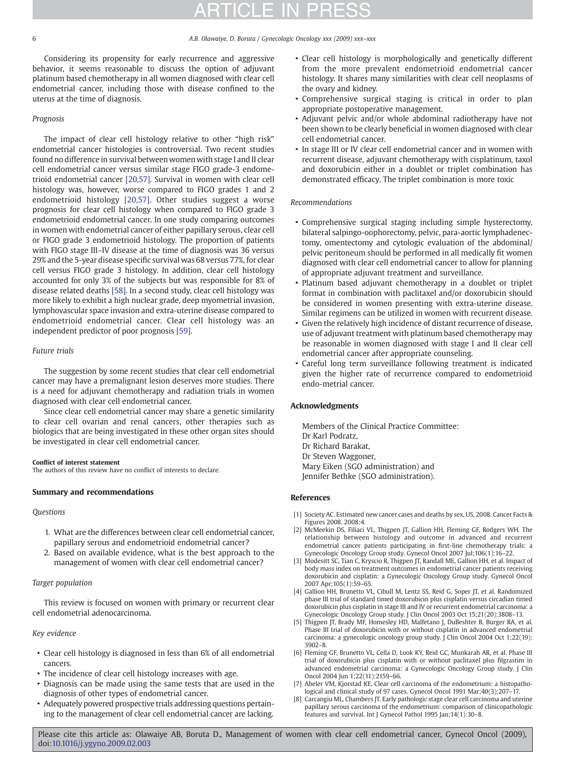Considering its propensity for early recurrence and aggressive behavior, it seems reasonable to discuss the option of adjuvant platinum based chemotherapy in all women diagnosed with clear cell endometrial cancer, including those with disease confined to the uterus at the time of diagnosis.

*Prognosis*

The impact of clear cell histology relative to other "high risk" endometrial cancer histologies is controversial. Two recent studies found no difference in survival between women with stage I and II clear cell endometrial cancer versus similar stage FIGO grade-3 endometrioid endometrial cancer [20,57]. Survival in women with clear cell histology was, however, worse compared to FIGO grades 1 and 2 endometrioid histology [20,57]. Other studies suggest a worse prognosis for clear cell histology when compared to FIGO grade 3 endometrioid endometrial cancer. In one study comparing outcomes in women with endometrial cancer of either papillary serous, clear cell or FIGO grade 3 endometrioid histology. The proportion of patients with FIGO stage III–IV disease at the time of diagnosis was 36 versus 29% and the 5-year disease specific survival was 68 versus 77%, for clear cell versus FIGO grade 3 histology. In addition, clear cell histology accounted for only 3% of the subjects but was responsible for 8% of disease related deaths [58]. In a second study, clear cell histology was more likely to exhibit a high nuclear grade, deep myometrial invasion, lymphovascular space invasion and extra-uterine disease compared to endometrioid endometrial cancer. Clear cell histology was an independent predictor of poor prognosis [59].

*Future trials*

The suggestion by some recent studies that clear cell endometrial cancer may have a premalignant lesion deserves more studies. There is a need for adjuvant chemotherapy and radiation trials in women diagnosed with clear cell endometrial cancer.

Since clear cell endometrial cancer may share a genetic similarity to clear cell ovarian and renal cancers, other therapies such as biologics that are being investigated in these other organ sites should be investigated in clear cell endometrial cancer.

**Conflict of interest statement**

The authors of this review have no conflict of interests to declare.

## Summary and recommendations

*Questions*

1. What are the differences between clear cell endometrial cancer, papillary serous and endometrioid endometrial cancer?
2. Based on available evidence, what is the best approach to the management of women with clear cell endometrial cancer?

*Target population*

This review is focused on women with primary or recurrent clear cell endometrial adenocarcinoma.

*Key evidence*

- Clear cell histology is diagnosed in less than 6% of all endometrial cancers.
- The incidence of clear cell histology increases with age.
- Diagnosis can be made using the same tests that are used in the diagnosis of other types of endometrial cancer.
- Adequately powered prospective trials addressing questions pertaining to the management of clear cell endometrial cancer are lacking.
- Clear cell histology is morphologically and genetically different from the more prevalent endometrioid endometrial cancer histology. It shares many similarities with clear cell neoplasms of the ovary and kidney.
- Comprehensive surgical staging is critical in order to plan appropriate postoperative management.
- Adjuvant pelvic and/or whole abdominal radiotherapy have not been shown to be clearly beneficial in women diagnosed with clear cell endometrial cancer.
- In stage III or IV clear cell endometrial cancer and in women with recurrent disease, adjuvant chemotherapy with cisplatinum, taxol and doxorubicin either in a doublet or triplet combination has demonstrated efficacy. The triplet combination is more toxic

*Recommendations*

- Comprehensive surgical staging including simple hysterectomy, bilateral salpingo-oophorectomy, pelvic, para-aortic lymphadenectomy, omentectomy and cytologic evaluation of the abdominal/pelvic peritoneum should be performed in all medically fit women diagnosed with clear cell endometrial cancer to allow for planning of appropriate adjuvant treatment and surveillance.
- Platinum based adjuvant chemotherapy in a doublet or triplet format in combination with paclitaxel and/or doxorubicin should be considered in women presenting with extra-uterine disease. Similar regimens can be utilized in women with recurrent disease.
- Given the relatively high incidence of distant recurrence of disease, use of adjuvant treatment with platinum based chemotherapy may be reasonable in women diagnosed with stage I and II clear cell endometrial cancer after appropriate counseling.
- Careful long term surveillance following treatment is indicated given the higher rate of recurrence compared to endometrioid endo-metrial cancer.

## Acknowledgments

Members of the Clinical Practice Committee:
Dr Karl Podratz,
Dr Richard Barakat,
Dr Steven Waggoner,
Mary Eiken (SGO administration) and
Jennifer Bethke (SGO administration).

## References

[1] Society AC. Estimated new cancer cases and deaths by sex, US, 2008. Cancer Facts & Figures 2008. 2008:4.

[2] McMeekin DS, Filiaci VL, Thigpen JT, Gallion HH, Fleming GF, Rodgers WH. The relationship between histology and outcome in advanced and recurrent endometrial cancer patients participating in first-line chemotherapy trials: a Gynecologic Oncology Group study. Gynecol Oncol 2007 Jul;106(1):16–22.

[3] Modesitt SC, Tian C, Kryscio R, Thigpen JT, Randall ME, Gallion HH, et al. Impact of body mass index on treatment outcomes in endometrial cancer patients receiving doxorubicin and cisplatin: a Gynecologic Oncology Group study. Gynecol Oncol 2007 Apr;105(1):59–65.

[4] Gallion HH, Brunetto VL, Cibull M, Lentz SS, Reid G, Soper JT, et al. Randomized phase III trial of standard timed doxorubicin plus cisplatin versus circadian timed doxorubicin plus cisplatin in stage III and IV or recurrent endometrial carcinoma: a Gynecologic Oncology Group study. J Clin Oncol 2003 Oct 15;21(20):3808–13.

[5] Thigpen JT, Brady MF, Homesley HD, Malfetano J, DuBeshter B, Burger RA, et al. Phase III trial of doxorubicin with or without cisplatin in advanced endometrial carcinoma: a gynecologic oncology group study. J Clin Oncol 2004 Oct 1;22(19):3902–8.

[6] Fleming GF, Brunetto VL, Cella D, Look KY, Reid GC, Munkarah AR, et al. Phase III trial of doxorubicin plus cisplatin with or without paclitaxel plus filgrastim in advanced endometrial carcinoma: a Gynecologic Oncology Group study. J Clin Oncol 2004 Jun 1;22(11):2159–66.

[7] Abeler VM, Kjorstad KE. Clear cell carcinoma of the endometrium: a histopathological and clinical study of 97 cases. Gynecol Oncol 1991 Mar;40(3):207–17.

[8] Carcangiu ML, Chambers JT. Early pathologic stage clear cell carcinoma and uterine papillary serous carcinoma of the endometrium: comparison of clinicopathologic features and survival. Int J Gynecol Pathol 1995 Jan;14(1):30–8.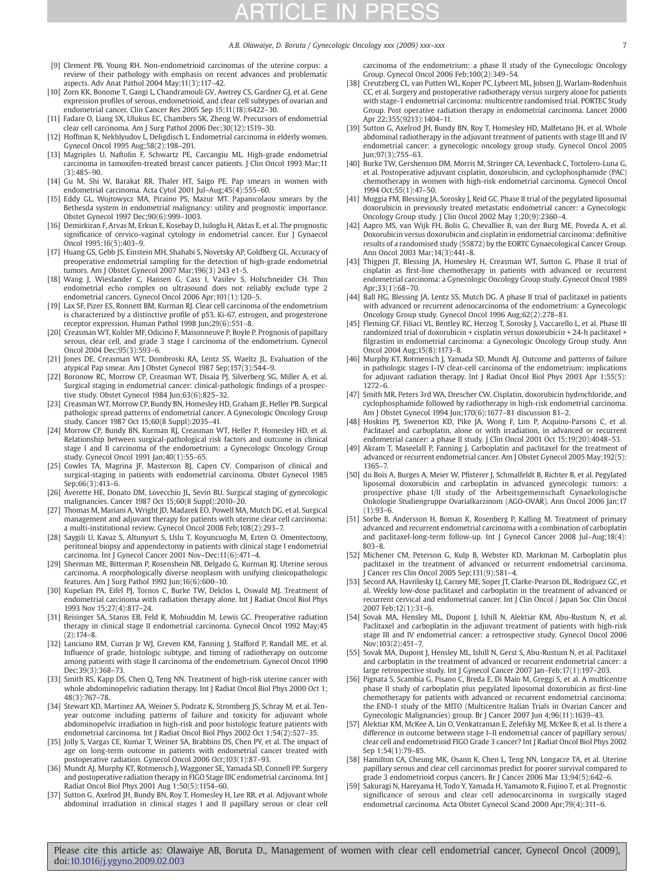[9] Clement PB, Young RH. Non-endometrioid carcinomas of the uterine corpus: a review of their pathology with emphasis on recent advances and problematic aspects. Adv Anat Pathol 2004 May;11(3):117–42.

[10] Zorn KK, Bonome T, Gangi L, Chandramouli GV, Awtrey CS, Gardner GJ, et al. Gene expression profiles of serous, endometrioid, and clear cell subtypes of ovarian and endometrial cancer. Clin Cancer Res 2005 Sep 15;11(18):6422–30.

[11] Fadare O, Liang SX, Ulukus EC, Chambers SK, Zheng W. Precursors of endometrial clear cell carcinoma. Am J Surg Pathol 2006 Dec;30(12):1519–30.

[12] Hoffman K, Nekhlyudov L, Deligdisch L. Endometrial carcinoma in elderly women. Gynecol Oncol 1995 Aug;58(2):198–201.

[13] Magriples U, Naftolin F, Schwartz PE, Carcangiu ML. High-grade endometrial carcinoma in tamoxifen-treated breast cancer patients. J Clin Oncol 1993 Mar;11 (3):485–90.

[14] Gu M, Shi W, Barakat RR, Thaler HT, Saigo PE. Pap smears in women with endometrial carcinoma. Acta Cytol 2001 Jul–Aug;45(4):555–60.

[15] Eddy GL, Wojtowycz MA, Piraino PS, Mazur MT. Papanicolaou smears by the Bethesda system in endometrial malignancy: utility and prognostic importance. Obstet Gynecol 1997 Dec;90(6):999–1003.

[16] Demirkiran F, Arvas M, Erkun E, Kosebay D, Isiloglu H, Aktas E, et al. The prognostic significance of cervico-vaginal cytology in endometrial cancer. Eur J Gynaecol Oncol 1995;16(5):403–9.

[17] Huang GS, Gebb JS, Einstein MH, Shahabi S, Novetsky AP, Goldberg GL. Accuracy of preoperative endometrial sampling for the detection of high-grade endometrial tumors. Am J Obstet Gynecol 2007 Mar;196(3) 243 e1-5.

[18] Wang J, Wieslander C, Hansen G, Cass I, Vasilev S, Holschneider CH. Thin endometrial echo complex on ultrasound does not reliably exclude type 2 endometrial cancers. Gynecol Oncol 2006 Apr;101(1):120–5.

[19] Lax SF, Pizer ES, Ronnett BM, Kurman RJ. Clear cell carcinoma of the endometrium is characterized by a distinctive profile of p53, Ki-67, estrogen, and progesterone receptor expression. Human Pathol 1998 Jun;29(6):551–8.

[20] Creasman WT, Kohler MF, Odicino F, Maisonneuve P, Boyle P. Prognosis of papillary serous, clear cell, and grade 3 stage I carcinoma of the endometrium. Gynecol Oncol 2004 Dec;95(3):593–6.

[21] Jones DE, Creasman WT, Dombroski RA, Lentz SS, Waeltz JL. Evaluation of the atypical Pap smear. Am J Obstet Gynecol 1987 Sep;157(3):544–9.

[22] Boronow RC, Morrow CP, Creasman WT, Disaia PJ, Silverberg SG, Miller A, et al. Surgical staging in endometrial cancer: clinical-pathologic findings of a prospective study. Obstet Gynecol 1984 Jun;63(6):825–32.

[23] Creasman WT, Morrow CP, Bundy BN, Homesley HD, Graham JE, Heller PB. Surgical pathologic spread patterns of endometrial cancer. A Gynecologic Oncology Group study. Cancer 1987 Oct 15;60(8 Suppl):2035–41.

[24] Morrow CP, Bundy BN, Kurman RJ, Creasman WT, Heller P, Homesley HD, et al. Relationship between surgical-pathological risk factors and outcome in clinical stage I and II carcinoma of the endometrium: a Gynecologic Oncology Group study. Gynecol Oncol 1991 Jan;40(1):55–65.

[25] Cowles TA, Magrina JF, Masterson BJ, Capen CV. Comparison of clinical and surgical-staging in patients with endometrial carcinoma. Obstet Gynecol 1985 Sep;66(3):413–6.

[26] Averette HE, Donato DM, Lovecchio JL, Sevin BU. Surgical staging of gynecologic malignancies. Cancer 1987 Oct 15;60(8 Suppl):2010–20.

[27] Thomas M, Mariani A, Wright JD, Madarek EO, Powell MA, Mutch DG, et al. Surgical management and adjuvant therapy for patients with uterine clear cell carcinoma: a multi-institutional review. Gynecol Oncol 2008 Feb;108(2):293–7.

[28] Saygili U, Kavaz S, Altunyurt S, Uslu T, Koyuncuoglu M, Erten O. Omentectomy, peritoneal biopsy and appendectomy in patients with clinical stage I endometrial carcinoma. Int J Gynecol Cancer 2001 Nov–Dec;11(6):471–4.

[29] Sherman ME, Bitterman P, Rosenshein NB, Delgado G, Kurman RJ. Uterine serous carcinoma. A morphologically diverse neoplasm with unifying clinicopathologic features. Am J Surg Pathol 1992 Jun;16(6):600–10.

[30] Kupelian PA, Eifel PJ, Tornos C, Burke TW, Delclos L, Oswald MJ. Treatment of endometrial carcinoma with radiation therapy alone. Int J Radiat Oncol Biol Phys 1993 Nov 15;27(4):817–24.

[31] Reisinger SA, Staros EB, Feld R, Mohiuddin M, Lewis GC. Preoperative radiation therapy in clinical stage II endometrial carcinoma. Gynecol Oncol 1992 May;45 (2):174–8.

[32] Lanciano RM, Curran Jr WJ, Greven KM, Fanning J, Stafford P, Randall ME, et al. Influence of grade, histologic subtype, and timing of radiotherapy on outcome among patients with stage II carcinoma of the endometrium. Gynecol Oncol 1990 Dec;39(3):368–73.

[33] Smith RS, Kapp DS, Chen Q, Teng NN. Treatment of high-risk uterine cancer with whole abdominopelvic radiation therapy. Int J Radiat Oncol Biol Phys 2000 Oct 1; 48(3):767–78.

[34] Stewart KD, Martinez AA, Weiner S, Podratz K, Stromberg JS, Schray M, et al. Ten-year outcome including patterns of failure and toxicity for adjuvant whole abdominopelvic irradiation in high-risk and poor histologic feature patients with endometrial carcinoma. Int J Radiat Oncol Biol Phys 2002 Oct 1;54(2):527–35.

[35] Jolly S, Vargas CE, Kumar T, Weiner SA, Brabbins DS, Chen PY, et al. The impact of age on long-term outcome in patients with endometrial cancer treated with postoperative radiation. Gynecol Oncol 2006 Oct;103(1):87–93.

[36] Mundt AJ, Murphy KT, Rotmensch J, Waggoner SE, Yamada SD, Connell PP. Surgery and postoperative radiation therapy in FIGO Stage IIIC endometrial carcinoma. Int J Radiat Oncol Biol Phys 2001 Aug 1;50(5):1154–60.

[37] Sutton G, Axelrod JH, Bundy BN, Roy T, Homesley H, Lee RB, et al. Adjuvant whole abdominal irradiation in clinical stages I and II papillary serous or clear cell carcinoma of the endometrium: a phase II study of the Gynecologic Oncology Group. Gynecol Oncol 2006 Feb;100(2):349–54.

[38] Creutzberg CL, van Putten WL, Koper PC, Lybeert ML, Jobsen JJ, Warlam-Rodenhuis CC, et al. Surgery and postoperative radiotherapy versus surgery alone for patients with stage-1 endometrial carcinoma: multicentre randomised trial. PORTEC Study Group. Post operative radiation therapy in endometrial carcinoma. Lancet 2000 Apr 22;355(9213):1404–11.

[39] Sutton G, Axelrod JH, Bundy BN, Roy T, Homesley HD, Malfetano JH, et al. Whole abdominal radiotherapy in the adjuvant treatment of patients with stage III and IV endometrial cancer: a gynecologic oncology group study. Gynecol Oncol 2005 Jun;97(3):755–63.

[40] Burke TW, Gershenson DM, Morris M, Stringer CA, Levenback C, Tortolero-Luna G, et al. Postoperative adjuvant cisplatin, doxorubicin, and cyclophosphamide (PAC) chemotherapy in women with high-risk endometrial carcinoma. Gynecol Oncol 1994 Oct;55(1):47–50.

[41] Muggia FM, Blessing JA, Sorosky J, Reid GC. Phase II trial of the pegylated liposomal doxorubicin in previously treated metastatic endometrial cancer: a Gynecologic Oncology Group study. J Clin Oncol 2002 May 1;20(9):2360–4.

[42] Aapro MS, van Wijk FH, Bolis G, Chevallier B, van der Burg ME, Poveda A, et al. Doxorubicin versus doxorubicin and cisplatin in endometrial carcinoma: definitive results of a randomised study (55872) by the EORTC Gynaecological Cancer Group. Ann Oncol 2003 Mar;14(3):441–8.

[43] Thigpen JT, Blessing JA, Homesley H, Creasman WT, Sutton G. Phase II trial of cisplatin as first-line chemotherapy in patients with advanced or recurrent endometrial carcinoma: a Gynecologic Oncology Group study. Gynecol Oncol 1989 Apr;33(1):68–70.

[44] Ball HG, Blessing JA, Lentz SS, Mutch DG. A phase II trial of paclitaxel in patients with advanced or recurrent adenocarcinoma of the endometrium: a Gynecologic Oncology Group study. Gynecol Oncol 1996 Aug;62(2):278–81.

[45] Fleming GF, Filiaci VL, Bentley RC, Herzog T, Sorosky J, Vaccarello L, et al. Phase III randomized trial of doxorubicin + cisplatin versus doxorubicin + 24-h paclitaxel + filgrastim in endometrial carcinoma: a Gynecologic Oncology Group study. Ann Oncol 2004 Aug;15(8):1173–8.

[46] Murphy KT, Rotmensch J, Yamada SD, Mundt AJ. Outcome and patterns of failure in pathologic stages I–IV clear-cell carcinoma of the endometrium: implications for adjuvant radiation therapy. Int J Radiat Oncol Biol Phys 2003 Apr 1;55(5): 1272–6.

[47] Smith MR, Peters 3rd WA, Drescher CW. Cisplatin, doxorubicin hydrochloride, and cyclophosphamide followed by radiotherapy in high-risk endometrial carcinoma. Am J Obstet Gynecol 1994 Jun;170(6):1677–81 discussion 81–2.

[48] Hoskins PJ, Swenerton KD, Pike JA, Wong F, Lim P, Acquino-Parsons C, et al. Paclitaxel and carboplatin, alone or with irradiation, in advanced or recurrent endometrial cancer: a phase II study. J Clin Oncol 2001 Oct 15;19(20):4048–53.

[49] Akram T, Maseelall P, Fanning J. Carboplatin and paclitaxel for the treatment of advanced or recurrent endometrial cancer. Am J Obstet Gynecol 2005 May;192(5): 1365–7.

[50] du Bois A, Burges A, Meier W, Pfisterer J, Schmalfeldt B, Richter B, et al. Pegylated liposomal doxorubicin and carboplatin in advanced gynecologic tumors: a prospective phase I/II study of the Arbeitsgemeinschaft Gynaekologische Onkologie Studiengruppe Ovarialkarzinom (AGO-OVAR). Ann Oncol 2006 Jan;17 (1):93–6.

[51] Sorbe B, Andersson H, Boman K, Rosenberg P, Kalling M. Treatment of primary advanced and recurrent endometrial carcinoma with a combination of carboplatin and paclitaxel-long-term follow-up. Int J Gynecol Cancer 2008 Jul–Aug;18(4): 803–8.

[52] Michener CM, Peterson G, Kulp B, Webster KD, Markman M. Carboplatin plus paclitaxel in the treatment of advanced or recurrent endometrial carcinoma. J Cancer res Clin Oncol 2005 Sep;131(9):581–4.

[53] Secord AA, Havrilesky LJ, Carney ME, Soper JT, Clarke-Pearson DL, Rodriguez GC, et al. Weekly low-dose paclitaxel and carboplatin in the treatment of advanced or recurrent cervical and endometrial cancer. Int J Clin Oncol / Japan Soc Clin Oncol 2007 Feb;12(1):31–6.

[54] Sovak MA, Hensley ML, Dupont J, Ishill N, Alektiar KM, Abu-Rustum N, et al. Paclitaxel and carboplatin in the adjuvant treatment of patients with high-risk stage III and IV endometrial cancer: a retrospective study. Gynecol Oncol 2006 Nov;103(2):451–7.

[55] Sovak MA, Dupont J, Hensley ML, Ishill N, Gerst S, Abu-Rustum N, et al. Paclitaxel and carboplatin in the treatment of advanced or recurrent endometrial cancer: a large retrospective study. Int J Gynecol Cancer 2007 Jan–Feb;17(1):197–203.

[56] Pignata S, Scambia G, Pisano C, Breda E, Di Maio M, Greggi S, et al. A multicentre phase II study of carboplatin plus pegylated liposomal doxorubicin as first-line chemotherapy for patients with advanced or recurrent endometrial carcinoma: the END-1 study of the MITO (Multicentre Italian Trials in Ovarian Cancer and Gynecologic Malignancies) group. Br J Cancer 2007 Jun 4;96(11):1639–43.

[57] Alektiar KM, McKee A, Lin O, Venkatraman E, Zelefsky MJ, McKee B, et al. Is there a difference in outcome between stage I–II endometrial cancer of papillary serous/clear cell and endometrioid FIGO Grade 3 cancer? Int J Radiat Oncol Biol Phys 2002 Sep 1;54(1):79–85.

[58] Hamilton CA, Cheung MK, Osann K, Chen L, Teng NN, Longacre TA, et al. Uterine papillary serous and clear cell carcinomas predict for poorer survival compared to grade 3 endometrioid corpus cancers. Br J Cancer 2006 Mar 13;94(5):642–6.

[59] Sakuragi N, Hareyama H, Todo Y, Yamada H, Yamamoto R, Fujino T, et al. Prognostic significance of serous and clear cell adenocarcinoma in surgically staged endometrial carcinoma. Acta Obstet Gynecol Scand 2000 Apr;79(4):311–6.